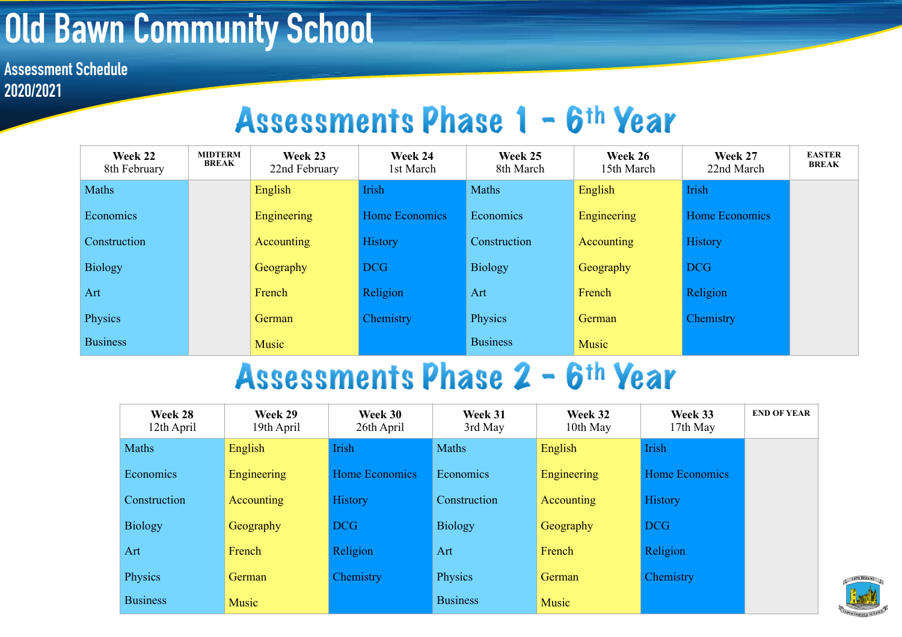# Old Bawn Community School

**Assessment Schedule 2020/2021**

## Assessments Phase 1 - 6th Year

| Week 22 8th February | MIDTERM BREAK | Week 23 22nd February | Week 24 1st March | Week 25 8th March | Week 26 15th March | Week 27 22nd March | EASTER BREAK |
|---|---|---|---|---|---|---|---|
| Maths | | English | Irish | Maths | English | Irish | |
| Economics | | Engineering | Home Economics | Economics | Engineering | Home Economics | |
| Construction | | Accounting | History | Construction | Accounting | History | |
| Biology | | Geography | DCG | Biology | Geography | DCG | |
| Art | | French | Religion | Art | French | Religion | |
| Physics | | German | Chemistry | Physics | German | Chemistry | |
| Business | | Music | | Business | Music | | |

## Assessments Phase 2 - 6th Year

| Week 28 12th April | Week 29 19th April | Week 30 26th April | Week 31 3rd May | Week 32 10th May | Week 33 17th May | END OF YEAR |
|---|---|---|---|---|---|---|
| Maths | English | Irish | Maths | English | Irish | |
| Economics | Engineering | Home Economics | Economics | Engineering | Home Economics | |
| Construction | Accounting | History | Construction | Accounting | History | |
| Biology | Geography | DCG | Biology | Geography | DCG | |
| Art | French | Religion | Art | French | Religion | |
| Physics | German | Chemistry | Physics | German | Chemistry | |
| Business | Music | | Business | Music | | |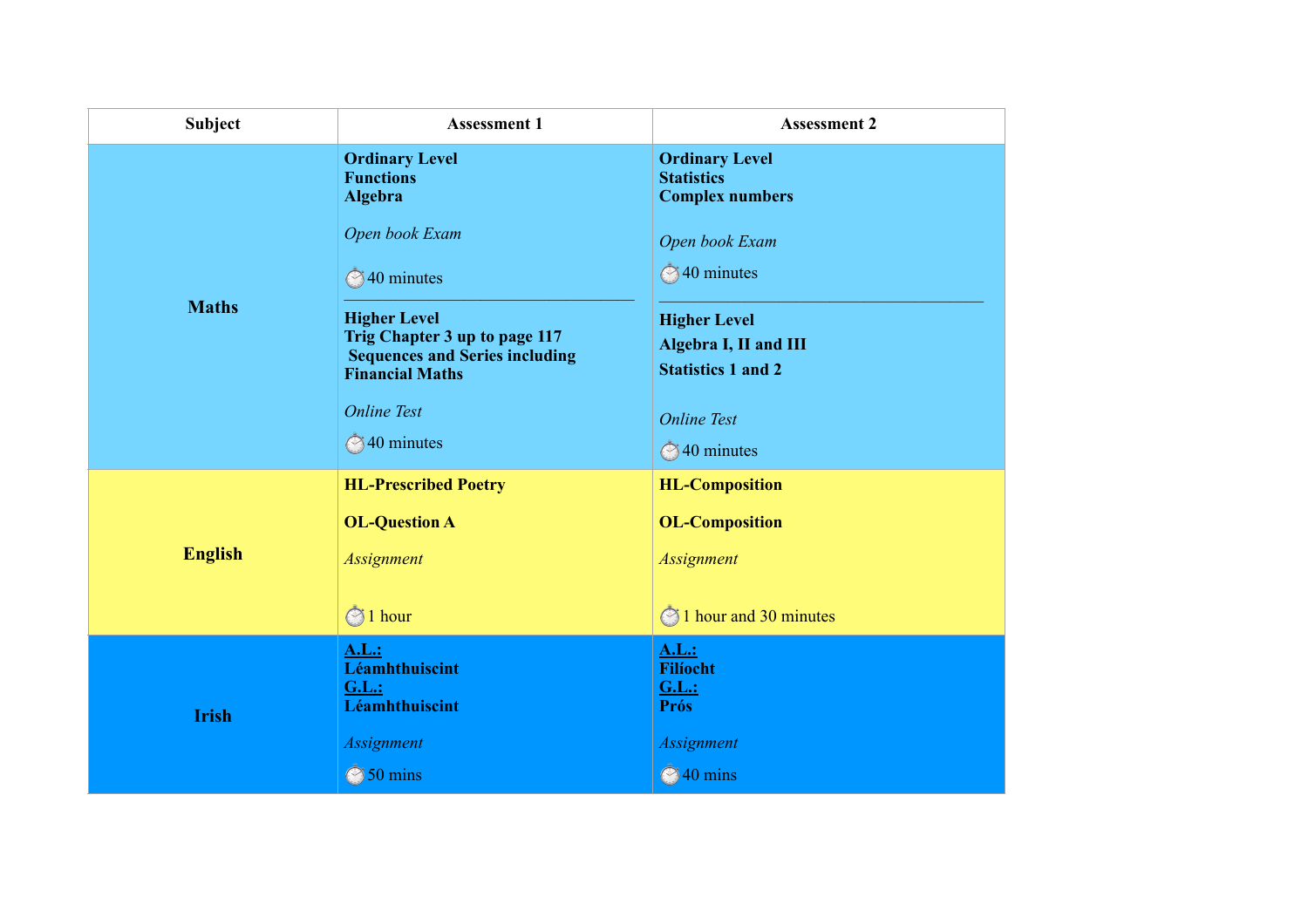| Subject | Assessment 1 | Assessment 2 |
|---|---|---|
| **Maths** | **Ordinary Level**<br>**Functions**<br>**Algebra**<br><br>*Open book Exam*<br><br>⏱40 minutes<br>___<br>**Higher Level**<br>**Trig Chapter 3 up to page 117**<br>**Sequences and Series including Financial Maths**<br><br>*Online Test*<br><br>⏱40 minutes | **Ordinary Level**<br>**Statistics**<br>**Complex numbers**<br><br>*Open book Exam*<br><br>⏱40 minutes<br>___<br>**Higher Level**<br>**Algebra I, II and III**<br>**Statistics 1 and 2**<br><br>*Online Test*<br><br>⏱40 minutes |
| **English** | **HL-Prescribed Poetry**<br><br>**OL-Question A**<br><br>*Assignment*<br><br>⏱1 hour | **HL-Composition**<br><br>**OL-Composition**<br><br>*Assignment*<br><br>⏱1 hour and 30 minutes |
| **Irish** | **A.L.:**<br>**Léamhthuiscint**<br>**G.L.:**<br>**Léamhthuiscint**<br><br>*Assignment*<br><br>⏱50 mins | **A.L.:**<br>**Filíocht**<br>**G.L.:**<br>**Prós**<br><br>*Assignment*<br><br>⏱40 mins |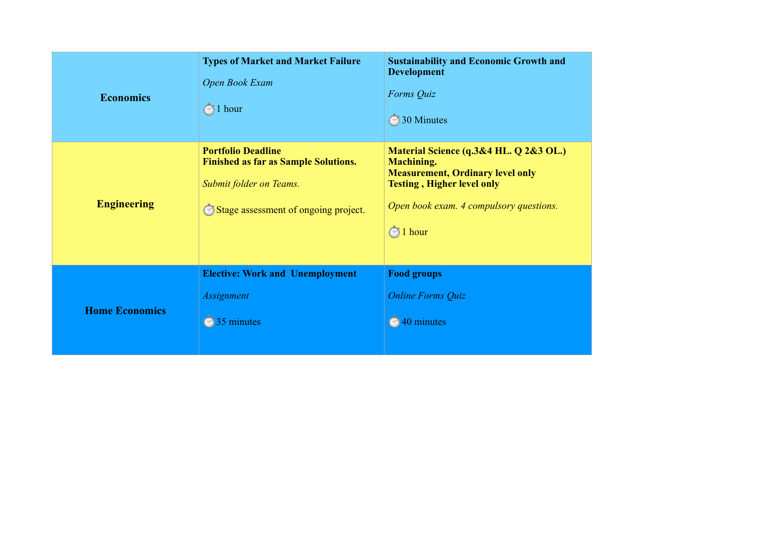| | | |
|---|---|---|
| **Economics** | **Types of Market and Market Failure**<br><br>*Open Book Exam*<br><br>⏱1 hour | **Sustainability and Economic Growth and Development**<br><br>*Forms Quiz*<br><br>⏱30 Minutes |
| **Engineering** | **Portfolio Deadline**<br>**Finished as far as Sample Solutions.**<br><br>*Submit folder on Teams.*<br><br>⏱Stage assessment of ongoing project. | **Material Science (q.3&4 HL. Q 2&3 OL.)**<br>**Machining.**<br>**Measurement, Ordinary level only**<br>**Testing , Higher level only**<br><br>*Open book exam. 4 compulsory questions.*<br><br>⏱1 hour |
| **Home Economics** | **Elective: Work and Unemployment**<br><br>*Assignment*<br><br>⏱35 minutes | **Food groups**<br><br>*Online Forms Quiz*<br><br>⏱40 minutes |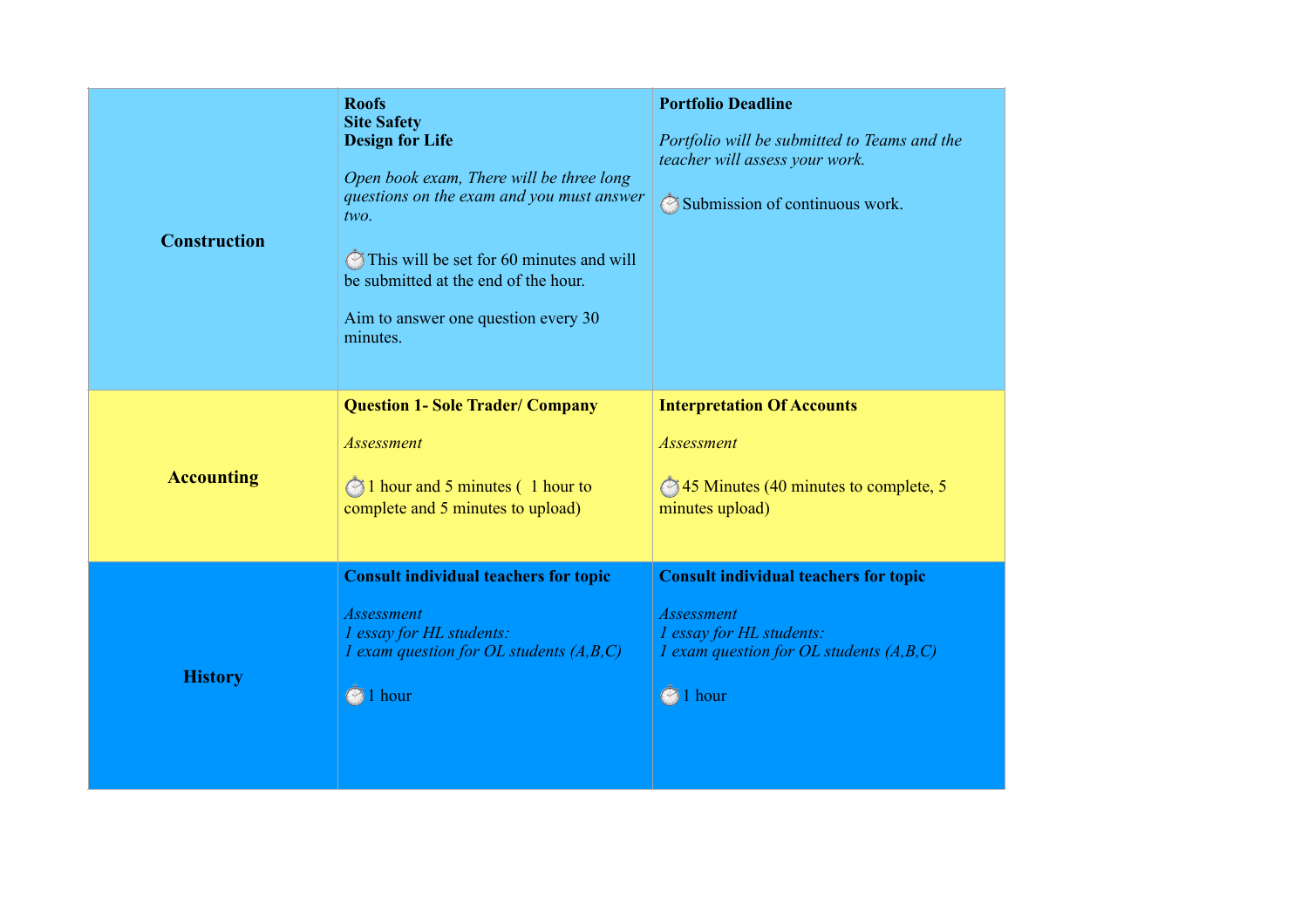| | | |
|---|---|---|
| **Construction** | **Roofs**<br>**Site Safety**<br>**Design for Life**<br><br>*Open book exam, There will be three long questions on the exam and you must answer two.*<br><br>⏱️This will be set for 60 minutes and will be submitted at the end of the hour.<br><br>Aim to answer one question every 30 minutes. | **Portfolio Deadline**<br><br>*Portfolio will be submitted to Teams and the teacher will assess your work.*<br><br>⏱️Submission of continuous work. |
| **Accounting** | **Question 1- Sole Trader/ Company**<br><br>*Assessment*<br><br>⏱️1 hour and 5 minutes ( 1 hour to complete and 5 minutes to upload) | **Interpretation Of Accounts**<br><br>*Assessment*<br><br>⏱️45 Minutes (40 minutes to complete, 5 minutes upload) |
| **History** | **Consult individual teachers for topic**<br><br>*Assessment*<br>*1 essay for HL students:*<br>*1 exam question for OL students (A,B,C)*<br><br>⏱️1 hour | **Consult individual teachers for topic**<br><br>*Assessment*<br>*1 essay for HL students:*<br>*1 exam question for OL students (A,B,C)*<br><br>⏱️1 hour |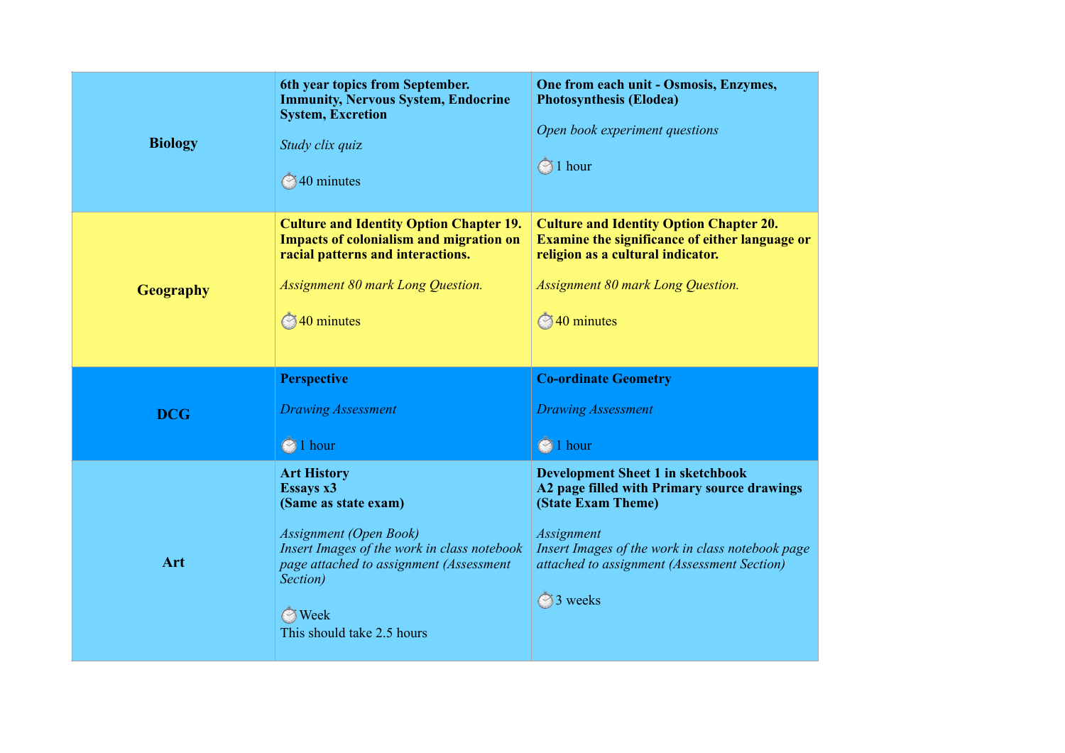| | | |
|---|---|---|
| **Biology** | **6th year topics from September. Immunity, Nervous System, Endocrine System, Excretion**<br><br>*Study clix quiz*<br><br>⏱️40 minutes | **One from each unit - Osmosis, Enzymes, Photosynthesis (Elodea)**<br><br>*Open book experiment questions*<br><br>⏱️1 hour |
| **Geography** | **Culture and Identity Option Chapter 19. Impacts of colonialism and migration on racial patterns and interactions.**<br><br>*Assignment 80 mark Long Question.*<br><br>⏱️40 minutes | **Culture and Identity Option Chapter 20. Examine the significance of either language or religion as a cultural indicator.**<br><br>*Assignment 80 mark Long Question.*<br><br>⏱️40 minutes |
| **DCG** | **Perspective**<br><br>*Drawing Assessment*<br><br>⏱️1 hour | **Co-ordinate Geometry**<br><br>*Drawing Assessment*<br><br>⏱️1 hour |
| **Art** | **Art History**<br>**Essays x3**<br>**(Same as state exam)**<br><br>*Assignment (Open Book)*<br>*Insert Images of the work in class notebook page attached to assignment (Assessment Section)*<br><br>⏱️Week<br>This should take 2.5 hours | **Development Sheet 1 in sketchbook**<br>**A2 page filled with Primary source drawings (State Exam Theme)**<br><br>*Assignment*<br>*Insert Images of the work in class notebook page attached to assignment (Assessment Section)*<br><br>⏱️3 weeks |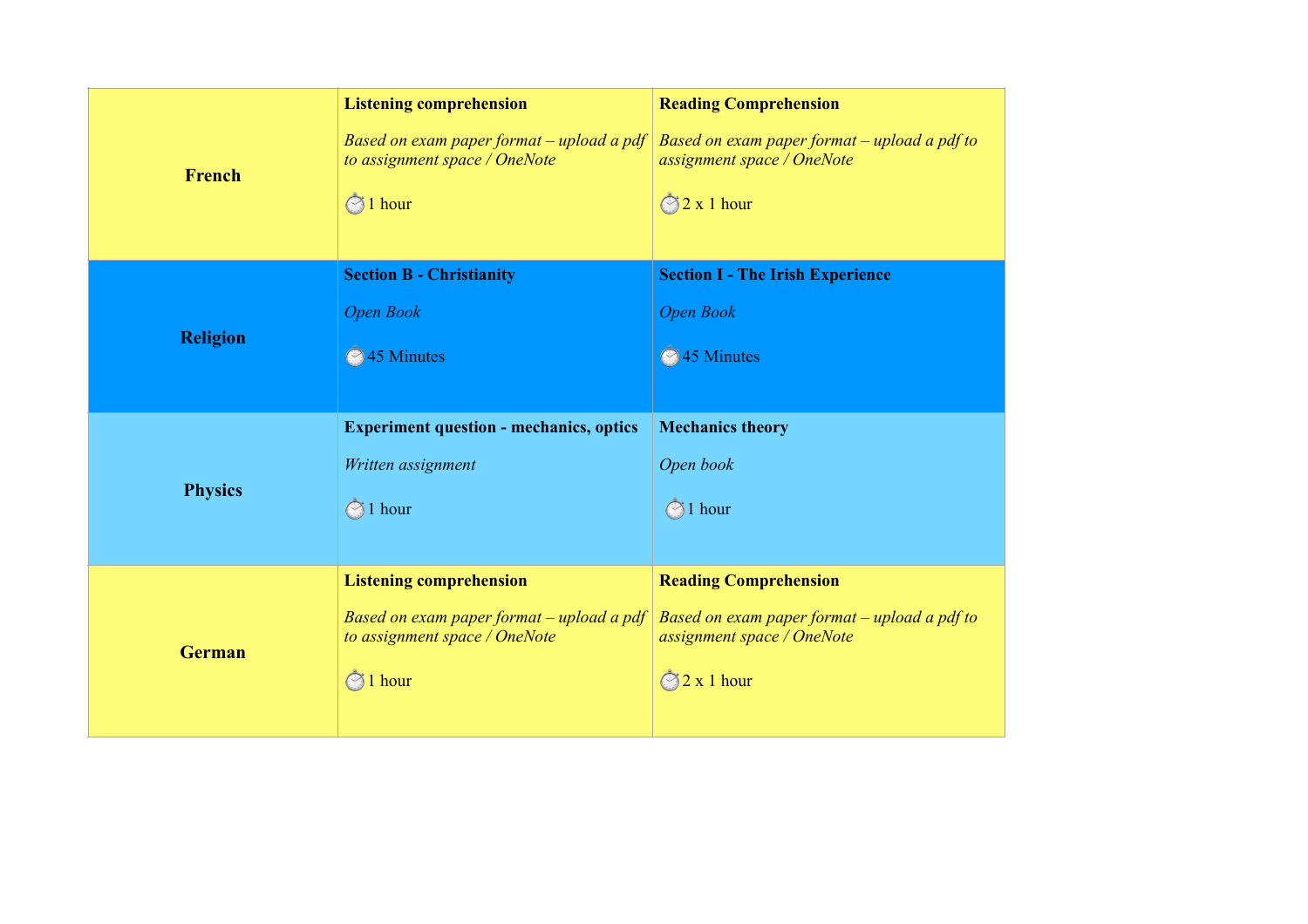| | | |
|---|---|---|
| **French** | **Listening comprehension**<br><br>*Based on exam paper format – upload a pdf to assignment space / OneNote*<br><br>⏱1 hour | **Reading Comprehension**<br><br>*Based on exam paper format – upload a pdf to assignment space / OneNote*<br><br>⏱2 x 1 hour |
| **Religion** | **Section B - Christianity**<br><br>*Open Book*<br><br>⏱45 Minutes | **Section I - The Irish Experience**<br><br>*Open Book*<br><br>⏱45 Minutes |
| **Physics** | **Experiment question - mechanics, optics**<br><br>*Written assignment*<br><br>⏱1 hour | **Mechanics theory**<br><br>*Open book*<br><br>⏱1 hour |
| **German** | **Listening comprehension**<br><br>*Based on exam paper format – upload a pdf to assignment space / OneNote*<br><br>⏱1 hour | **Reading Comprehension**<br><br>*Based on exam paper format – upload a pdf to assignment space / OneNote*<br><br>⏱2 x 1 hour |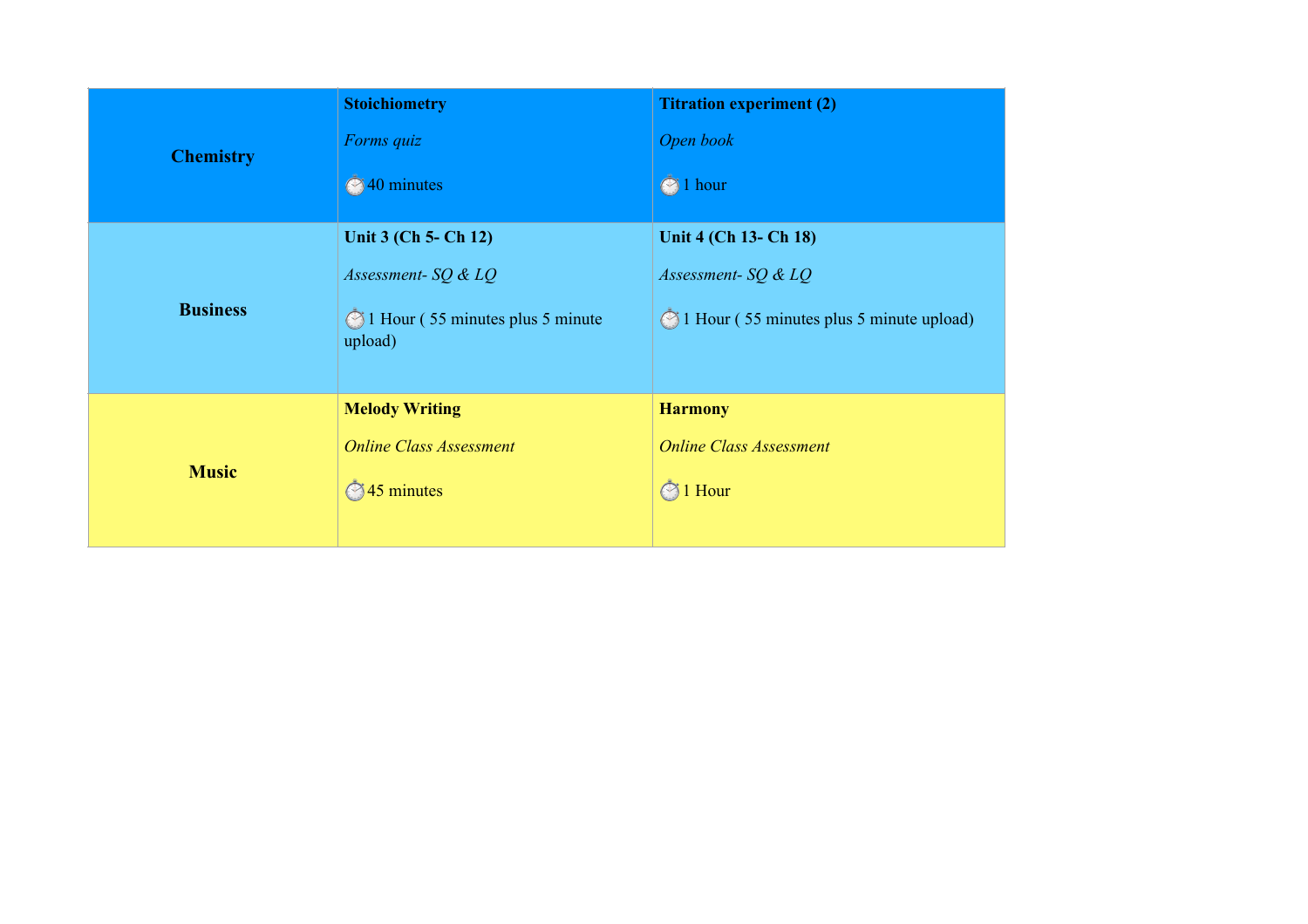| | | |
|---|---|---|
| **Chemistry** | **Stoichiometry**<br>*Forms quiz*<br>⏱40 minutes | **Titration experiment (2)**<br>*Open book*<br>⏱1 hour |
| **Business** | **Unit 3 (Ch 5- Ch 12)**<br>*Assessment- SQ & LQ*<br>⏱1 Hour ( 55 minutes plus 5 minute upload) | **Unit 4 (Ch 13- Ch 18)**<br>*Assessment- SQ & LQ*<br>⏱1 Hour ( 55 minutes plus 5 minute upload) |
| **Music** | **Melody Writing**<br>*Online Class Assessment*<br>⏱45 minutes | **Harmony**<br>*Online Class Assessment*<br>⏱1 Hour |